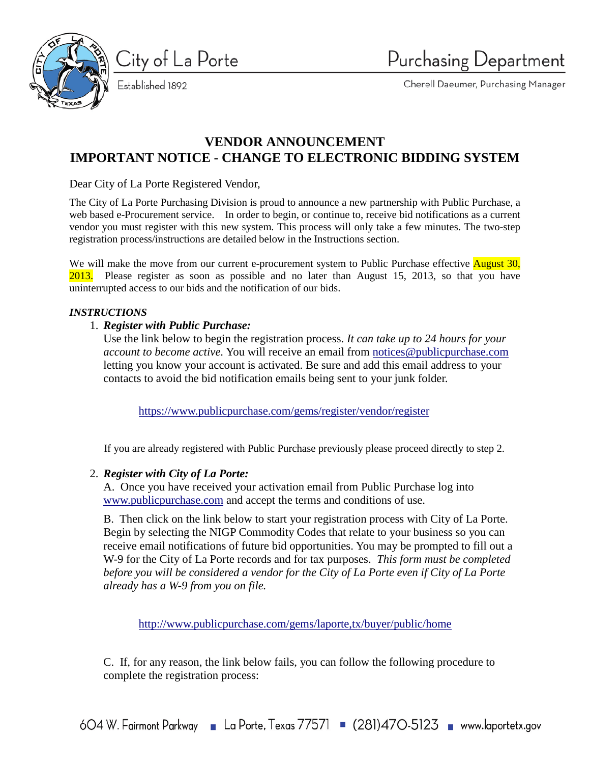City of La Porte
Established 1892

Purchasing Department
Cherell Daeumer, Purchasing Manager

# VENDOR ANNOUNCEMENT
# IMPORTANT NOTICE - CHANGE TO ELECTRONIC BIDDING SYSTEM

Dear City of La Porte Registered Vendor,

The City of La Porte Purchasing Division is proud to announce a new partnership with Public Purchase, a web based e-Procurement service. In order to begin, or continue to, receive bid notifications as a current vendor you must register with this new system. This process will only take a few minutes. The two-step registration process/instructions are detailed below in the Instructions section.

We will make the move from our current e-procurement system to Public Purchase effective August 30, 2013. Please register as soon as possible and no later than August 15, 2013, so that you have uninterrupted access to our bids and the notification of our bids.

***INSTRUCTIONS***

1. ***Register with Public Purchase:***
   Use the link below to begin the registration process. *It can take up to 24 hours for your account to become active.* You will receive an email from notices@publicpurchase.com letting you know your account is activated. Be sure and add this email address to your contacts to avoid the bid notification emails being sent to your junk folder.

   https://www.publicpurchase.com/gems/register/vendor/register

   If you are already registered with Public Purchase previously please proceed directly to step 2.

2. ***Register with City of La Porte:***
   A. Once you have received your activation email from Public Purchase log into www.publicpurchase.com and accept the terms and conditions of use.

   B. Then click on the link below to start your registration process with City of La Porte. Begin by selecting the NIGP Commodity Codes that relate to your business so you can receive email notifications of future bid opportunities. You may be prompted to fill out a W-9 for the City of La Porte records and for tax purposes. *This form must be completed before you will be considered a vendor for the City of La Porte even if City of La Porte already has a W-9 from you on file.*

   http://www.publicpurchase.com/gems/laporte,tx/buyer/public/home

   C. If, for any reason, the link below fails, you can follow the following procedure to complete the registration process:

604 W. Fairmont Parkway ▪ La Porte, Texas 77571 ▪ (281)470-5123 ▪ www.laportetx.gov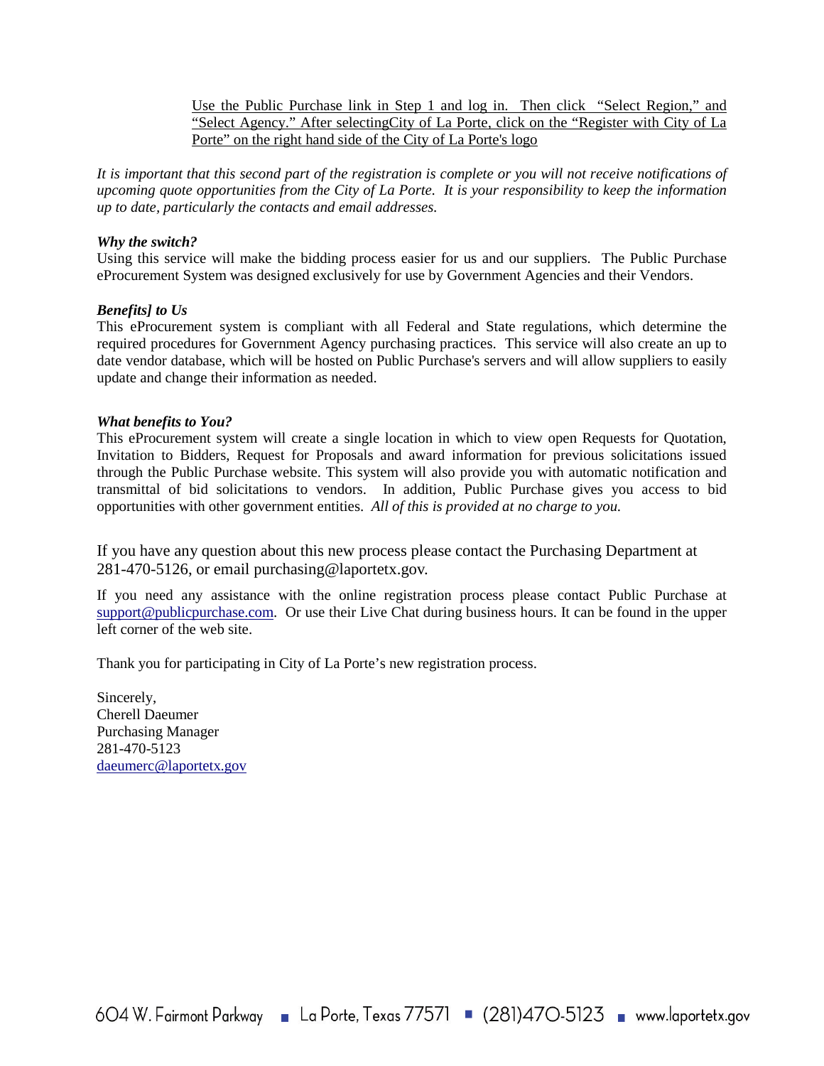Use the Public Purchase link in Step 1 and log in. Then click "Select Region," and "Select Agency." After selectingCity of La Porte, click on the "Register with City of La Porte" on the right hand side of the City of La Porte's logo

*It is important that this second part of the registration is complete or you will not receive notifications of upcoming quote opportunities from the City of La Porte. It is your responsibility to keep the information up to date, particularly the contacts and email addresses.*

***Why the switch?***

Using this service will make the bidding process easier for us and our suppliers. The Public Purchase eProcurement System was designed exclusively for use by Government Agencies and their Vendors.

***Benefits] to Us***

This eProcurement system is compliant with all Federal and State regulations, which determine the required procedures for Government Agency purchasing practices. This service will also create an up to date vendor database, which will be hosted on Public Purchase's servers and will allow suppliers to easily update and change their information as needed.

***What benefits to You?***

This eProcurement system will create a single location in which to view open Requests for Quotation, Invitation to Bidders, Request for Proposals and award information for previous solicitations issued through the Public Purchase website. This system will also provide you with automatic notification and transmittal of bid solicitations to vendors. In addition, Public Purchase gives you access to bid opportunities with other government entities. *All of this is provided at no charge to you.*

If you have any question about this new process please contact the Purchasing Department at 281-470-5126, or email purchasing@laportetx.gov.

If you need any assistance with the online registration process please contact Public Purchase at support@publicpurchase.com. Or use their Live Chat during business hours. It can be found in the upper left corner of the web site.

Thank you for participating in City of La Porte's new registration process.

Sincerely,
Cherell Daeumer
Purchasing Manager
281-470-5123
daeumerc@laportetx.gov